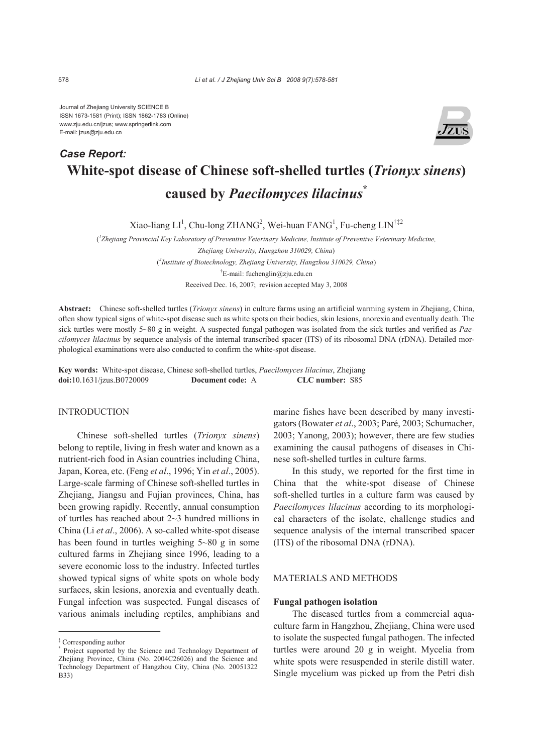Journal of Zhejiang University SCIENCE B
ISSN 1673-1581 (Print); ISSN 1862-1783 (Online)
www.zju.edu.cn/jzus; www.springerlink.com
E-mail: jzus@zju.edu.cn

***Case Report:***

# White-spot disease of Chinese soft-shelled turtles (*Trionyx sinens*) caused by *Paecilomyces lilacinus*[*]

Xiao-liang LI[1], Chu-long ZHANG[2], Wei-huan FANG[1], Fu-cheng LIN[†‡2]

([1]*Zhejiang Provincial Key Laboratory of Preventive Veterinary Medicine, Institute of Preventive Veterinary Medicine, Zhejiang University, Hangzhou 310029, China*)

([2]*Institute of Biotechnology, Zhejiang University, Hangzhou 310029, China*)

[†]E-mail: fuchenglin@zju.edu.cn

Received Dec. 16, 2007; revision accepted May 3, 2008

**Abstract:** Chinese soft-shelled turtles (*Trionyx sinens*) in culture farms using an artificial warming system in Zhejiang, China, often show typical signs of white-spot disease such as white spots on their bodies, skin lesions, anorexia and eventually death. The sick turtles were mostly 5~80 g in weight. A suspected fungal pathogen was isolated from the sick turtles and verified as *Paecilomyces lilacinus* by sequence analysis of the internal transcribed spacer (ITS) of its ribosomal DNA (rDNA). Detailed morphological examinations were also conducted to confirm the white-spot disease.

**Key words:** White-spot disease, Chinese soft-shelled turtles, *Paecilomyces lilacinus*, Zhejiang
**doi:**10.1631/jzus.B0720009 **Document code:** A **CLC number:** S85

## INTRODUCTION

Chinese soft-shelled turtles (*Trionyx sinens*) belong to reptile, living in fresh water and known as a nutrient-rich food in Asian countries including China, Japan, Korea, etc. (Feng *et al*., 1996; Yin *et al*., 2005). Large-scale farming of Chinese soft-shelled turtles in Zhejiang, Jiangsu and Fujian provinces, China, has been growing rapidly. Recently, annual consumption of turtles has reached about 2~3 hundred millions in China (Li *et al*., 2006). A so-called white-spot disease has been found in turtles weighing 5~80 g in some cultured farms in Zhejiang since 1996, leading to a severe economic loss to the industry. Infected turtles showed typical signs of white spots on whole body surfaces, skin lesions, anorexia and eventually death. Fungal infection was suspected. Fungal diseases of various animals including reptiles, amphibians and marine fishes have been described by many investigators (Bowater *et al*., 2003; Paré, 2003; Schumacher, 2003; Yanong, 2003); however, there are few studies examining the causal pathogens of diseases in Chinese soft-shelled turtles in culture farms.

In this study, we reported for the first time in China that the white-spot disease of Chinese soft-shelled turtles in a culture farm was caused by *Paecilomyces lilacinus* according to its morphological characters of the isolate, challenge studies and sequence analysis of the internal transcribed spacer (ITS) of the ribosomal DNA (rDNA).

## MATERIALS AND METHODS

### Fungal pathogen isolation

The diseased turtles from a commercial aquaculture farm in Hangzhou, Zhejiang, China were used to isolate the suspected fungal pathogen. The infected turtles were around 20 g in weight. Mycelia from white spots were resuspended in sterile distill water. Single mycelium was picked up from the Petri dish

---

[‡] Corresponding author
[*] Project supported by the Science and Technology Department of Zhejiang Province, China (No. 2004C26026) and the Science and Technology Department of Hangzhou City, China (No. 20051322 B33)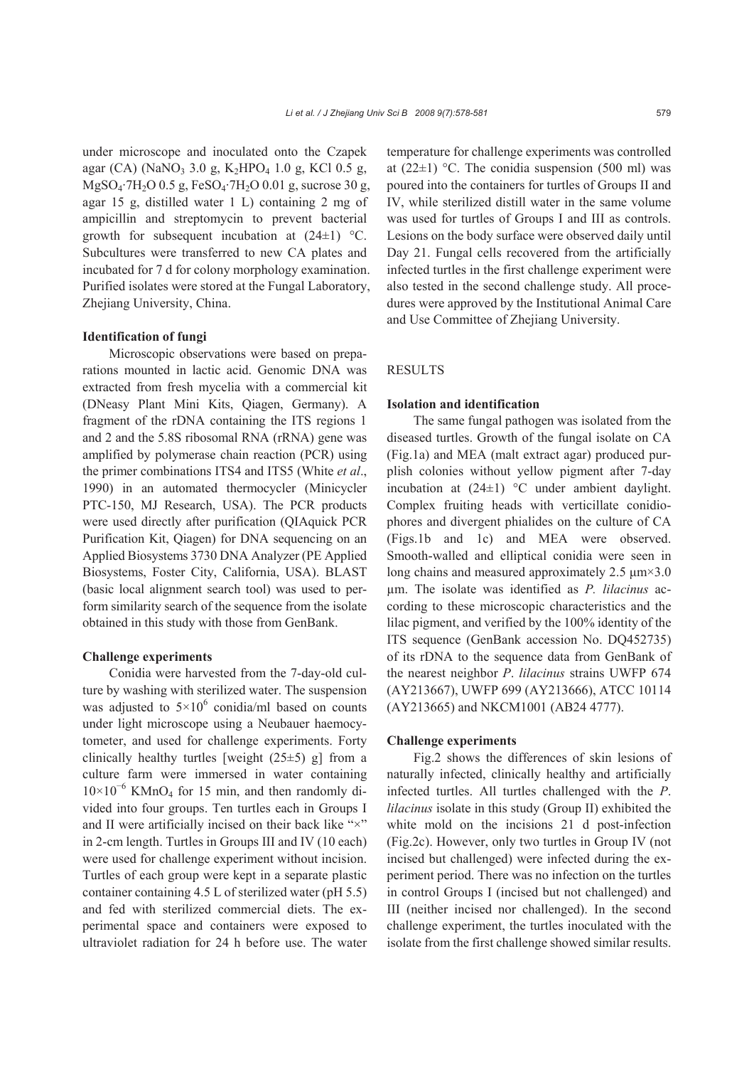under microscope and inoculated onto the Czapek agar (CA) ($NaNO_3$ 3.0 g, $K_2HPO_4$ 1.0 g, KCl 0.5 g, $MgSO_4{\cdot}7H_2O$ 0.5 g, $FeSO_4{\cdot}7H_2O$ 0.01 g, sucrose 30 g, agar 15 g, distilled water 1 L) containing 2 mg of ampicillin and streptomycin to prevent bacterial growth for subsequent incubation at (24±1) °C. Subcultures were transferred to new CA plates and incubated for 7 d for colony morphology examination. Purified isolates were stored at the Fungal Laboratory, Zhejiang University, China.

### Identification of fungi

Microscopic observations were based on preparations mounted in lactic acid. Genomic DNA was extracted from fresh mycelia with a commercial kit (DNeasy Plant Mini Kits, Qiagen, Germany). A fragment of the rDNA containing the ITS regions 1 and 2 and the 5.8S ribosomal RNA (rRNA) gene was amplified by polymerase chain reaction (PCR) using the primer combinations ITS4 and ITS5 (White *et al*., 1990) in an automated thermocycler (Minicycler PTC-150, MJ Research, USA). The PCR products were used directly after purification (QIAquick PCR Purification Kit, Qiagen) for DNA sequencing on an Applied Biosystems 3730 DNA Analyzer (PE Applied Biosystems, Foster City, California, USA). BLAST (basic local alignment search tool) was used to perform similarity search of the sequence from the isolate obtained in this study with those from GenBank.

### Challenge experiments

Conidia were harvested from the 7-day-old culture by washing with sterilized water. The suspension was adjusted to $5{\times}10^6$ conidia/ml based on counts under light microscope using a Neubauer haemocytometer, and used for challenge experiments. Forty clinically healthy turtles [weight (25±5) g] from a culture farm were immersed in water containing $10{\times}10^{-6}$ $KMnO_4$ for 15 min, and then randomly divided into four groups. Ten turtles each in Groups I and II were artificially incised on their back like "×" in 2-cm length. Turtles in Groups III and IV (10 each) were used for challenge experiment without incision. Turtles of each group were kept in a separate plastic container containing 4.5 L of sterilized water (pH 5.5) and fed with sterilized commercial diets. The experimental space and containers were exposed to ultraviolet radiation for 24 h before use. The water temperature for challenge experiments was controlled at (22±1) °C. The conidia suspension (500 ml) was poured into the containers for turtles of Groups II and IV, while sterilized distill water in the same volume was used for turtles of Groups I and III as controls. Lesions on the body surface were observed daily until Day 21. Fungal cells recovered from the artificially infected turtles in the first challenge experiment were also tested in the second challenge study. All procedures were approved by the Institutional Animal Care and Use Committee of Zhejiang University.

## RESULTS

### Isolation and identification

The same fungal pathogen was isolated from the diseased turtles. Growth of the fungal isolate on CA (Fig.1a) and MEA (malt extract agar) produced purplish colonies without yellow pigment after 7-day incubation at (24±1) °C under ambient daylight. Complex fruiting heads with verticillate conidiophores and divergent phialides on the culture of CA (Figs.1b and 1c) and MEA were observed. Smooth-walled and elliptical conidia were seen in long chains and measured approximately 2.5 μm×3.0 μm. The isolate was identified as *P. lilacinus* according to these microscopic characteristics and the lilac pigment, and verified by the 100% identity of the ITS sequence (GenBank accession No. DQ452735) of its rDNA to the sequence data from GenBank of the nearest neighbor *P. lilacinus* strains UWFP 674 (AY213667), UWFP 699 (AY213666), ATCC 10114 (AY213665) and NKCM1001 (AB24 4777).

### Challenge experiments

Fig.2 shows the differences of skin lesions of naturally infected, clinically healthy and artificially infected turtles. All turtles challenged with the *P. lilacinus* isolate in this study (Group II) exhibited the white mold on the incisions 21 d post-infection (Fig.2c). However, only two turtles in Group IV (not incised but challenged) were infected during the experiment period. There was no infection on the turtles in control Groups I (incised but not challenged) and III (neither incised nor challenged). In the second challenge experiment, the turtles inoculated with the isolate from the first challenge showed similar results.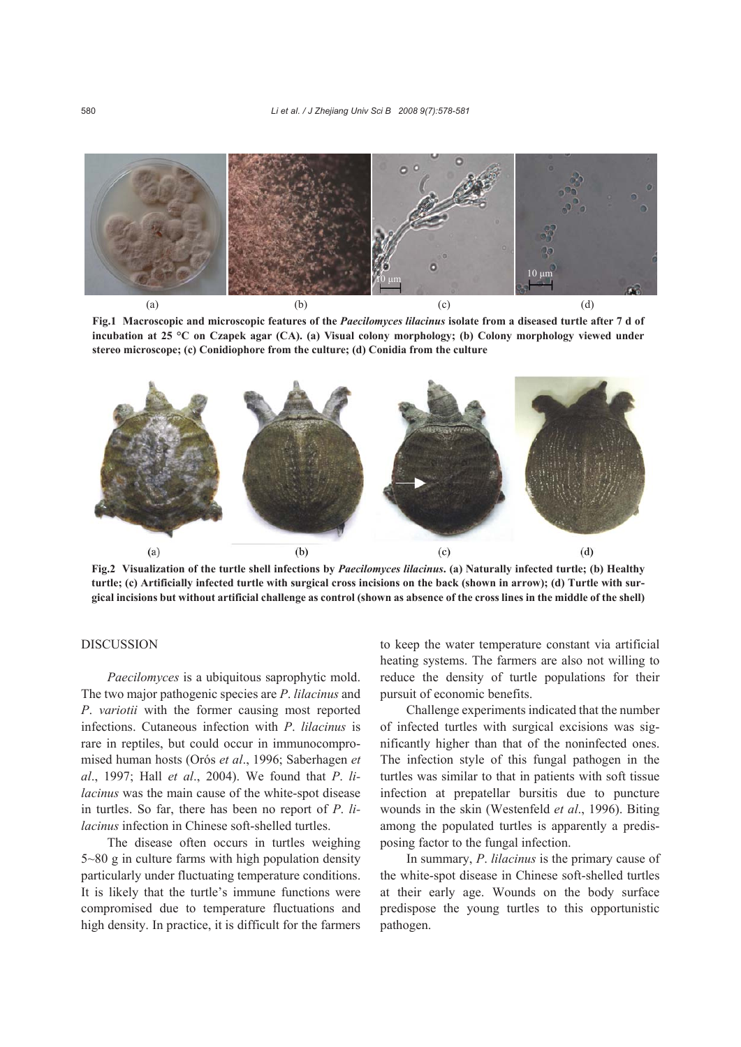**Fig.1 Macroscopic and microscopic features of the *Paecilomyces lilacinus* isolate from a diseased turtle after 7 d of incubation at 25 °C on Czapek agar (CA). (a) Visual colony morphology; (b) Colony morphology viewed under stereo microscope; (c) Conidiophore from the culture; (d) Conidia from the culture**

**Fig.2 Visualization of the turtle shell infections by *Paecilomyces lilacinus*. (a) Naturally infected turtle; (b) Healthy turtle; (c) Artificially infected turtle with surgical cross incisions on the back (shown in arrow); (d) Turtle with surgical incisions but without artificial challenge as control (shown as absence of the cross lines in the middle of the shell)**

## DISCUSSION

*Paecilomyces* is a ubiquitous saprophytic mold. The two major pathogenic species are *P. lilacinus* and *P. variotii* with the former causing most reported infections. Cutaneous infection with *P. lilacinus* is rare in reptiles, but could occur in immunocompromised human hosts (Orós *et al*., 1996; Saberhagen *et al*., 1997; Hall *et al*., 2004). We found that *P. lilacinus* was the main cause of the white-spot disease in turtles. So far, there has been no report of *P. lilacinus* infection in Chinese soft-shelled turtles.

The disease often occurs in turtles weighing 5~80 g in culture farms with high population density particularly under fluctuating temperature conditions. It is likely that the turtle's immune functions were compromised due to temperature fluctuations and high density. In practice, it is difficult for the farmers to keep the water temperature constant via artificial heating systems. The farmers are also not willing to reduce the density of turtle populations for their pursuit of economic benefits.

Challenge experiments indicated that the number of infected turtles with surgical excisions was significantly higher than that of the noninfected ones. The infection style of this fungal pathogen in the turtles was similar to that in patients with soft tissue infection at prepatellar bursitis due to puncture wounds in the skin (Westenfeld *et al*., 1996). Biting among the populated turtles is apparently a predisposing factor to the fungal infection.

In summary, *P. lilacinus* is the primary cause of the white-spot disease in Chinese soft-shelled turtles at their early age. Wounds on the body surface predispose the young turtles to this opportunistic pathogen.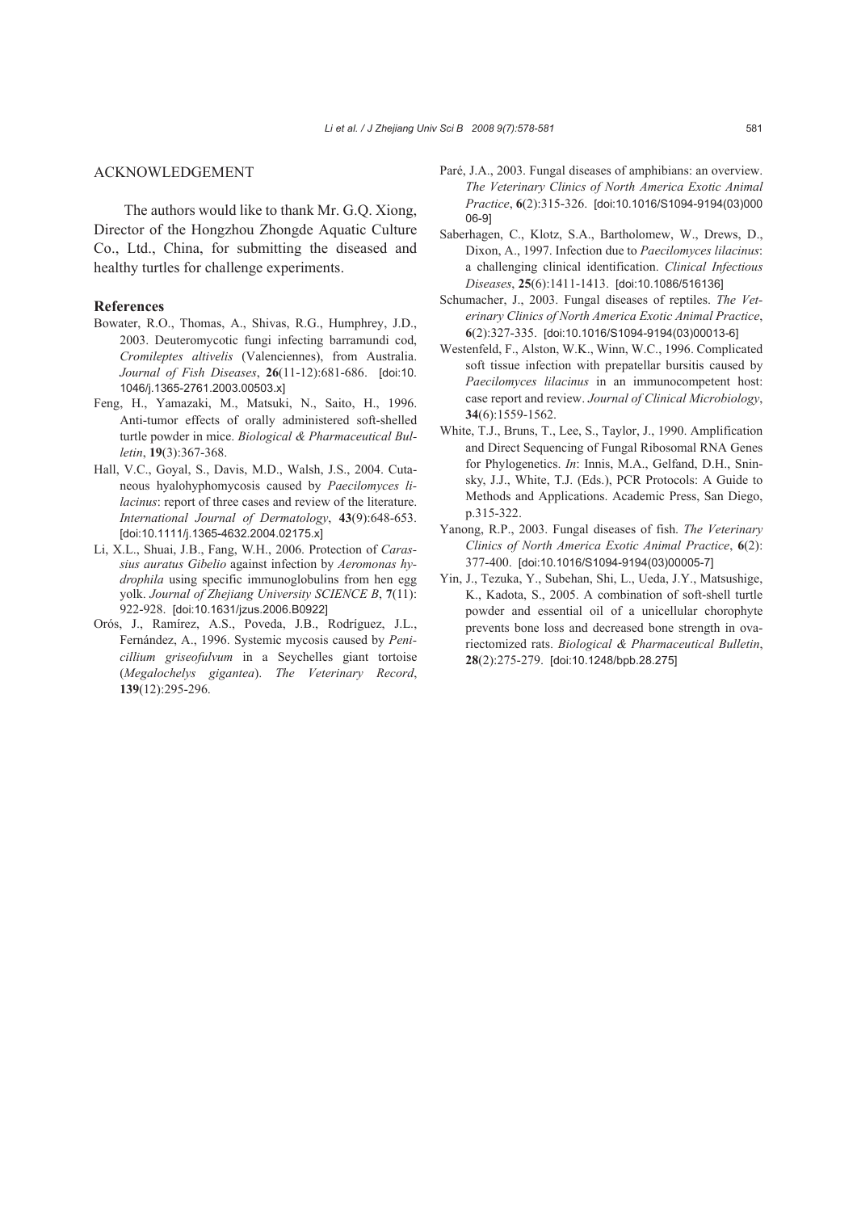## ACKNOWLEDGEMENT

The authors would like to thank Mr. G.Q. Xiong, Director of the Hongzhou Zhongde Aquatic Culture Co., Ltd., China, for submitting the diseased and healthy turtles for challenge experiments.

## References

Bowater, R.O., Thomas, A., Shivas, R.G., Humphrey, J.D., 2003. Deuteromycotic fungi infecting barramundi cod, *Cromileptes altivelis* (Valenciennes), from Australia. *Journal of Fish Diseases*, **26**(11-12):681-686. [doi:10.1046/j.1365-2761.2003.00503.x]

Feng, H., Yamazaki, M., Matsuki, N., Saito, H., 1996. Anti-tumor effects of orally administered soft-shelled turtle powder in mice. *Biological & Pharmaceutical Bulletin*, **19**(3):367-368.

Hall, V.C., Goyal, S., Davis, M.D., Walsh, J.S., 2004. Cutaneous hyalohyphomycosis caused by *Paecilomyces lilacinus*: report of three cases and review of the literature. *International Journal of Dermatology*, **43**(9):648-653. [doi:10.1111/j.1365-4632.2004.02175.x]

Li, X.L., Shuai, J.B., Fang, W.H., 2006. Protection of *Carassius auratus Gibelio* against infection by *Aeromonas hydrophila* using specific immunoglobulins from hen egg yolk. *Journal of Zhejiang University SCIENCE B*, **7**(11):922-928. [doi:10.1631/jzus.2006.B0922]

Orós, J., Ramírez, A.S., Poveda, J.B., Rodríguez, J.L., Fernández, A., 1996. Systemic mycosis caused by *Penicillium griseofulvum* in a Seychelles giant tortoise (*Megalochelys gigantea*). *The Veterinary Record*, **139**(12):295-296.

Paré, J.A., 2003. Fungal diseases of amphibians: an overview. *The Veterinary Clinics of North America Exotic Animal Practice*, **6**(2):315-326. [doi:10.1016/S1094-9194(03)00006-9]

Saberhagen, C., Klotz, S.A., Bartholomew, W., Drews, D., Dixon, A., 1997. Infection due to *Paecilomyces lilacinus*: a challenging clinical identification. *Clinical Infectious Diseases*, **25**(6):1411-1413. [doi:10.1086/516136]

Schumacher, J., 2003. Fungal diseases of reptiles. *The Veterinary Clinics of North America Exotic Animal Practice*, **6**(2):327-335. [doi:10.1016/S1094-9194(03)00013-6]

Westenfeld, F., Alston, W.K., Winn, W.C., 1996. Complicated soft tissue infection with prepatellar bursitis caused by *Paecilomyces lilacinus* in an immunocompetent host: case report and review. *Journal of Clinical Microbiology*, **34**(6):1559-1562.

White, T.J., Bruns, T., Lee, S., Taylor, J., 1990. Amplification and Direct Sequencing of Fungal Ribosomal RNA Genes for Phylogenetics. *In*: Innis, M.A., Gelfand, D.H., Sninsky, J.J., White, T.J. (Eds.), PCR Protocols: A Guide to Methods and Applications. Academic Press, San Diego, p.315-322.

Yanong, R.P., 2003. Fungal diseases of fish. *The Veterinary Clinics of North America Exotic Animal Practice*, **6**(2):377-400. [doi:10.1016/S1094-9194(03)00005-7]

Yin, J., Tezuka, Y., Subehan, Shi, L., Ueda, J.Y., Matsushige, K., Kadota, S., 2005. A combination of soft-shell turtle powder and essential oil of a unicellular chorophyte prevents bone loss and decreased bone strength in ovariectomized rats. *Biological & Pharmaceutical Bulletin*, **28**(2):275-279. [doi:10.1248/bpb.28.275]